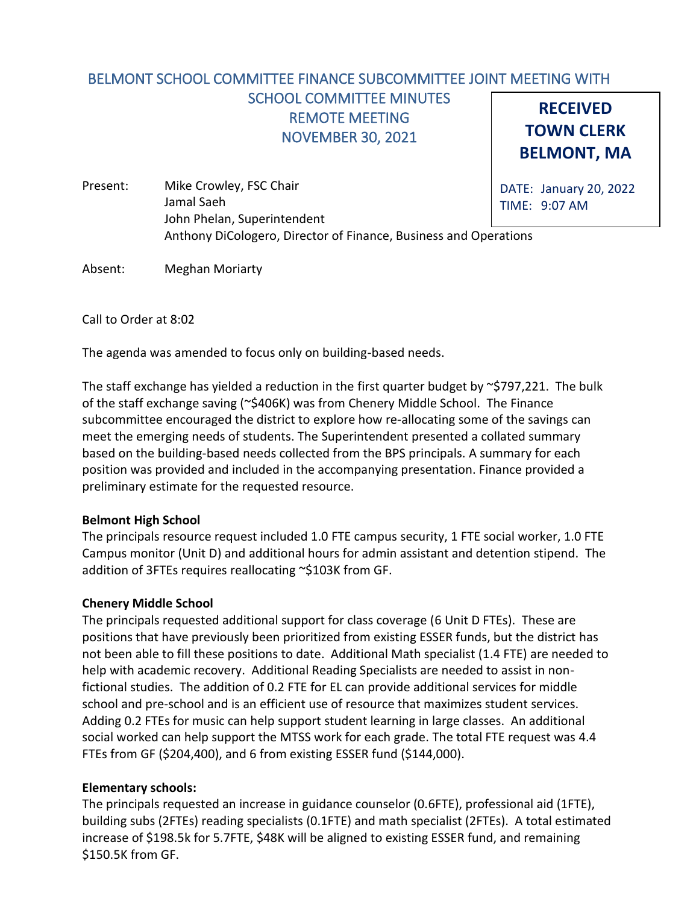# BELMONT SCHOOL COMMITTEE FINANCE SUBCOMMITTEE JOINT MEETING WITH SCHOOL COMMITTEE MINUTES
## REMOTE MEETING
## NOVEMBER 30, 2021

**RECEIVED**
**TOWN CLERK**
**BELMONT, MA**

DATE: January 20, 2022
TIME: 9:07 AM

Present: Mike Crowley, FSC Chair
Jamal Saeh
John Phelan, Superintendent
Anthony DiCologero, Director of Finance, Business and Operations

Absent: Meghan Moriarty

Call to Order at 8:02

The agenda was amended to focus only on building-based needs.

The staff exchange has yielded a reduction in the first quarter budget by ~$797,221. The bulk of the staff exchange saving (~$406K) was from Chenery Middle School. The Finance subcommittee encouraged the district to explore how re-allocating some of the savings can meet the emerging needs of students. The Superintendent presented a collated summary based on the building-based needs collected from the BPS principals. A summary for each position was provided and included in the accompanying presentation. Finance provided a preliminary estimate for the requested resource.

**Belmont High School**
The principals resource request included 1.0 FTE campus security, 1 FTE social worker, 1.0 FTE Campus monitor (Unit D) and additional hours for admin assistant and detention stipend. The addition of 3FTEs requires reallocating ~$103K from GF.

**Chenery Middle School**
The principals requested additional support for class coverage (6 Unit D FTEs). These are positions that have previously been prioritized from existing ESSER funds, but the district has not been able to fill these positions to date. Additional Math specialist (1.4 FTE) are needed to help with academic recovery. Additional Reading Specialists are needed to assist in non-fictional studies. The addition of 0.2 FTE for EL can provide additional services for middle school and pre-school and is an efficient use of resource that maximizes student services. Adding 0.2 FTEs for music can help support student learning in large classes. An additional social worked can help support the MTSS work for each grade. The total FTE request was 4.4 FTEs from GF ($204,400), and 6 from existing ESSER fund ($144,000).

**Elementary schools:**
The principals requested an increase in guidance counselor (0.6FTE), professional aid (1FTE), building subs (2FTEs) reading specialists (0.1FTE) and math specialist (2FTEs). A total estimated increase of $198.5k for 5.7FTE, $48K will be aligned to existing ESSER fund, and remaining $150.5K from GF.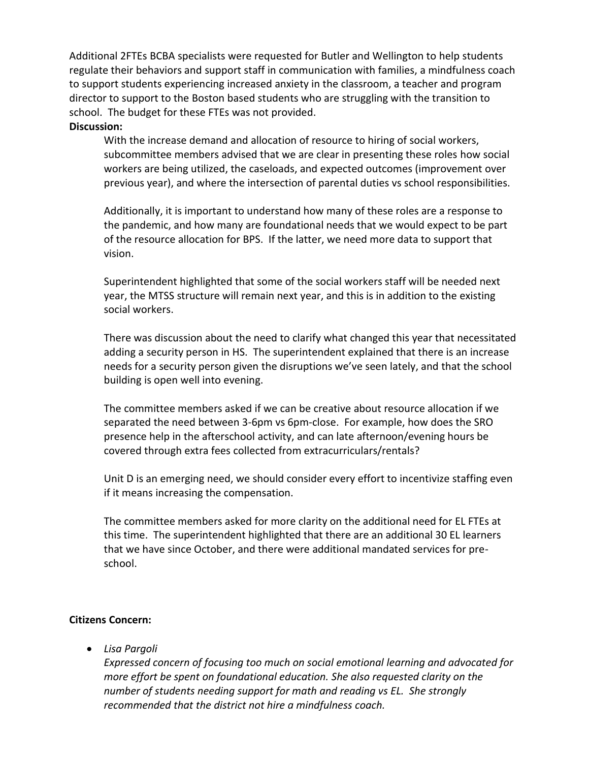Additional 2FTEs BCBA specialists were requested for Butler and Wellington to help students regulate their behaviors and support staff in communication with families, a mindfulness coach to support students experiencing increased anxiety in the classroom, a teacher and program director to support to the Boston based students who are struggling with the transition to school. The budget for these FTEs was not provided.

**Discussion:**

With the increase demand and allocation of resource to hiring of social workers, subcommittee members advised that we are clear in presenting these roles how social workers are being utilized, the caseloads, and expected outcomes (improvement over previous year), and where the intersection of parental duties vs school responsibilities.

Additionally, it is important to understand how many of these roles are a response to the pandemic, and how many are foundational needs that we would expect to be part of the resource allocation for BPS. If the latter, we need more data to support that vision.

Superintendent highlighted that some of the social workers staff will be needed next year, the MTSS structure will remain next year, and this is in addition to the existing social workers.

There was discussion about the need to clarify what changed this year that necessitated adding a security person in HS. The superintendent explained that there is an increase needs for a security person given the disruptions we've seen lately, and that the school building is open well into evening.

The committee members asked if we can be creative about resource allocation if we separated the need between 3-6pm vs 6pm-close. For example, how does the SRO presence help in the afterschool activity, and can late afternoon/evening hours be covered through extra fees collected from extracurriculars/rentals?

Unit D is an emerging need, we should consider every effort to incentivize staffing even if it means increasing the compensation.

The committee members asked for more clarity on the additional need for EL FTEs at this time. The superintendent highlighted that there are an additional 30 EL learners that we have since October, and there were additional mandated services for pre-school.

**Citizens Concern:**

- *Lisa Pargoli*
  *Expressed concern of focusing too much on social emotional learning and advocated for more effort be spent on foundational education. She also requested clarity on the number of students needing support for math and reading vs EL. She strongly recommended that the district not hire a mindfulness coach.*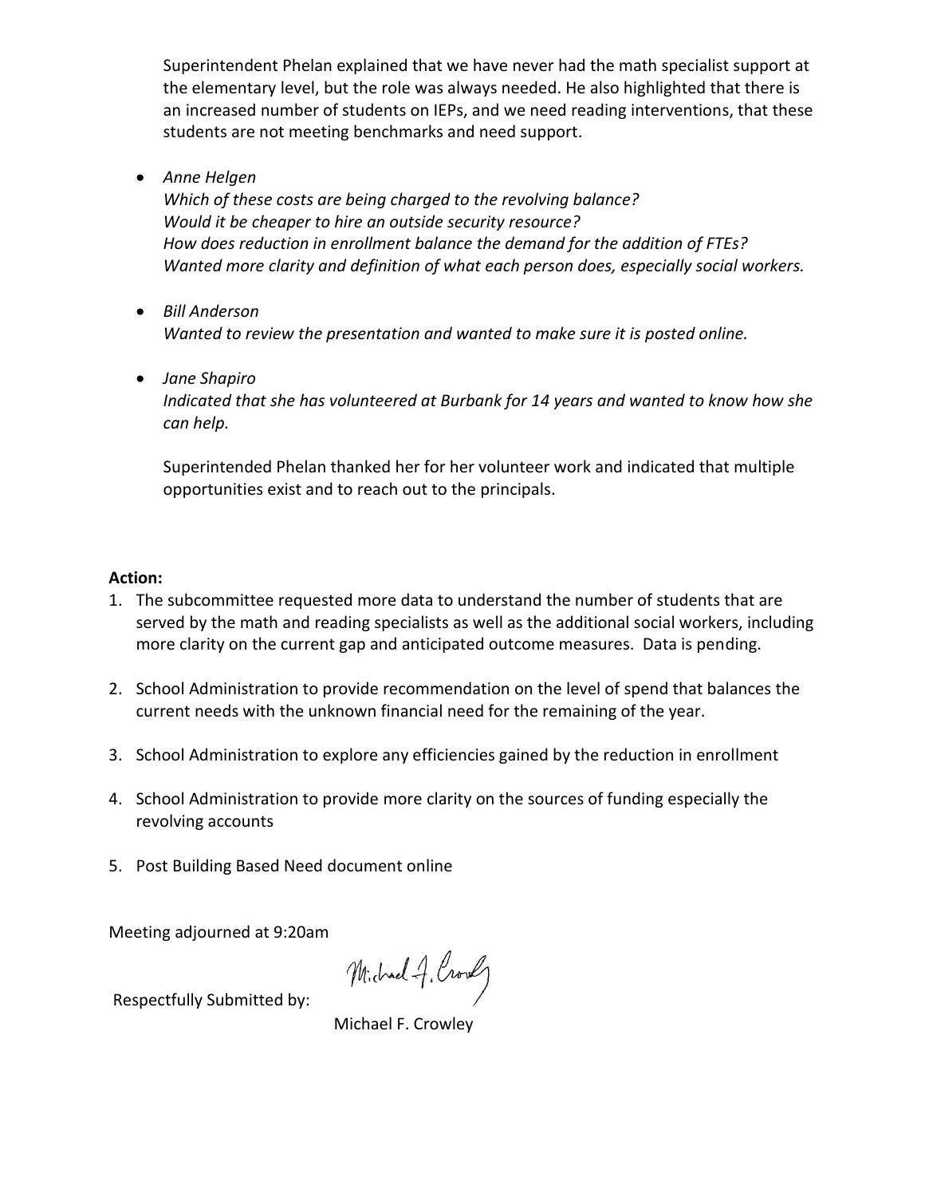Superintendent Phelan explained that we have never had the math specialist support at the elementary level, but the role was always needed. He also highlighted that there is an increased number of students on IEPs, and we need reading interventions, that these students are not meeting benchmarks and need support.

- *Anne Helgen*
  *Which of these costs are being charged to the revolving balance?*
  *Would it be cheaper to hire an outside security resource?*
  *How does reduction in enrollment balance the demand for the addition of FTEs?*
  *Wanted more clarity and definition of what each person does, especially social workers.*

- *Bill Anderson*
  *Wanted to review the presentation and wanted to make sure it is posted online.*

- *Jane Shapiro*
  *Indicated that she has volunteered at Burbank for 14 years and wanted to know how she can help.*

  Superintended Phelan thanked her for her volunteer work and indicated that multiple opportunities exist and to reach out to the principals.

**Action:**

1. The subcommittee requested more data to understand the number of students that are served by the math and reading specialists as well as the additional social workers, including more clarity on the current gap and anticipated outcome measures. Data is pending.
2. School Administration to provide recommendation on the level of spend that balances the current needs with the unknown financial need for the remaining of the year.
3. School Administration to explore any efficiencies gained by the reduction in enrollment
4. School Administration to provide more clarity on the sources of funding especially the revolving accounts
5. Post Building Based Need document online

Meeting adjourned at 9:20am

Respectfully Submitted by:

Michael F. Crowley